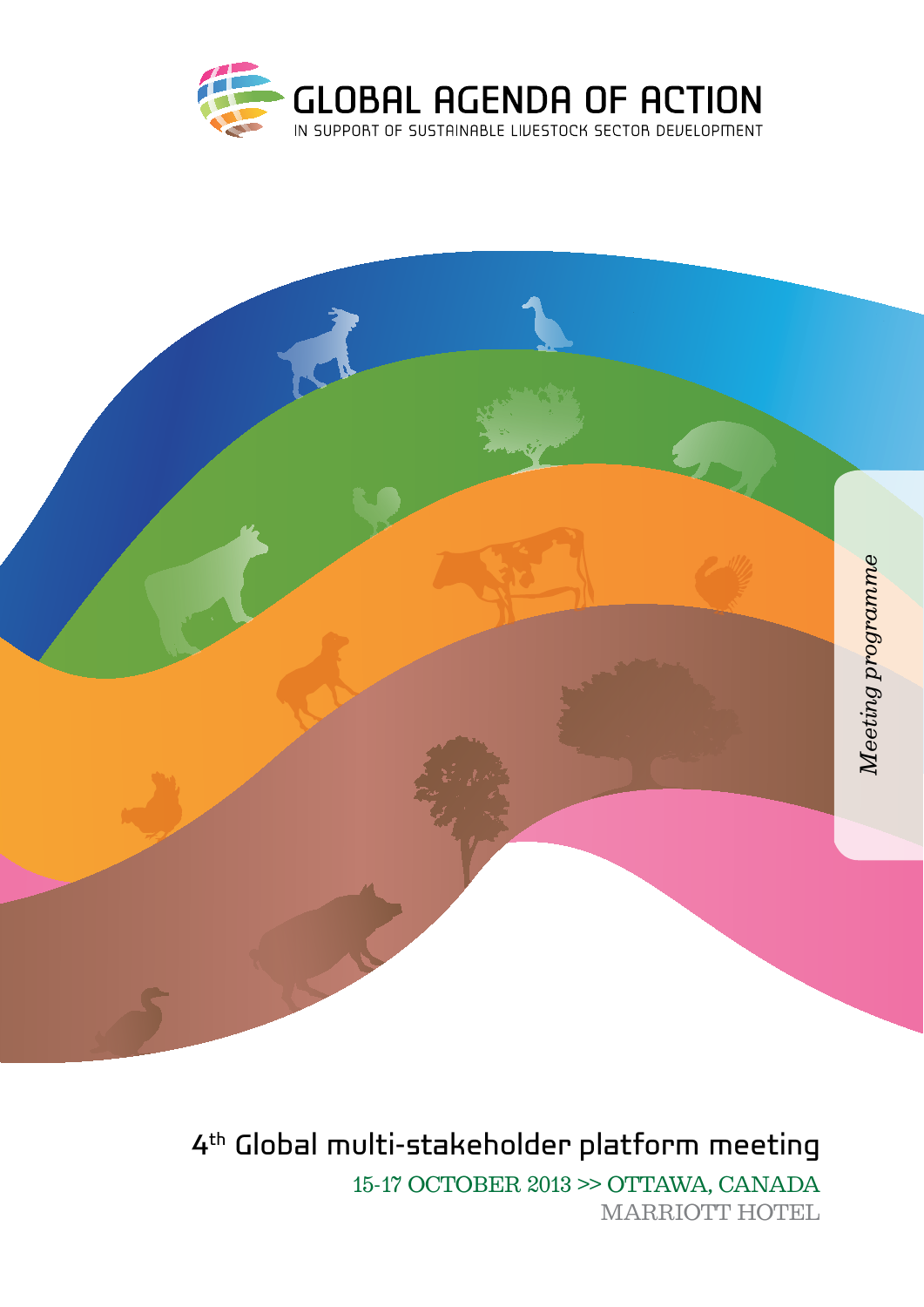# GLOBAL AGENDA OF ACTION

IN SUPPORT OF SUSTAINABLE LIVESTOCK SECTOR DEVELOPMENT

*Meeting programme*

## 4th Global multi-stakeholder platform meeting

15-17 OCTOBER 2013 >> OTTAWA, CANADA

MARRIOTT HOTEL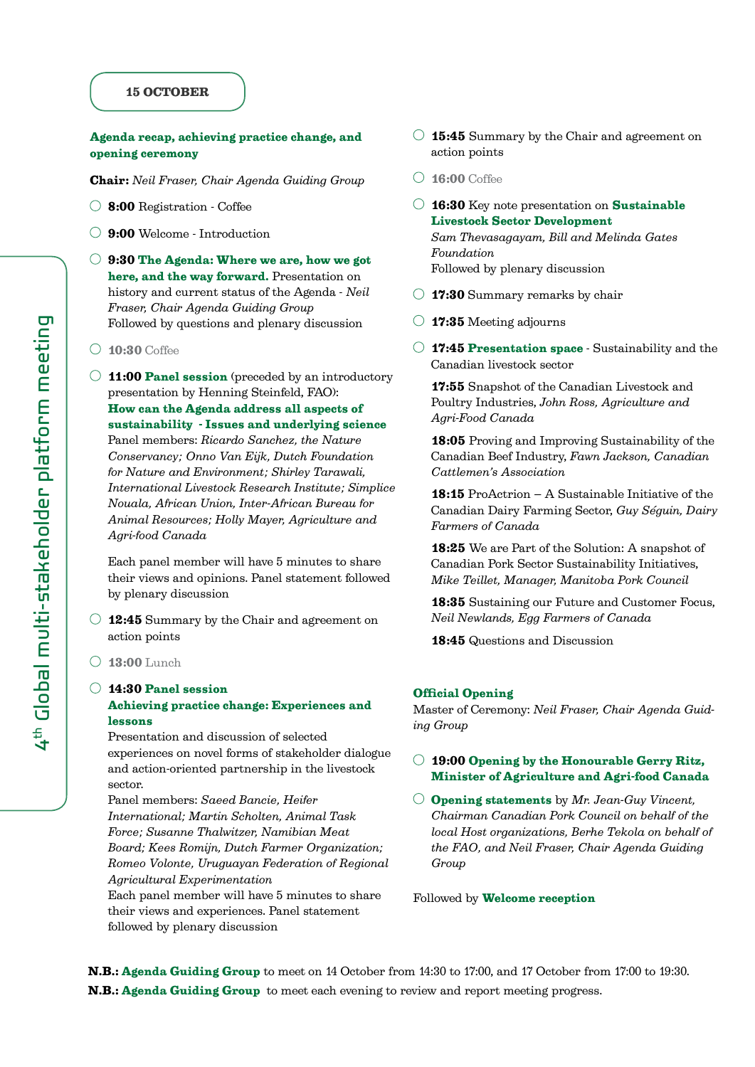## 15 OCTOBER

### Agenda recap, achieving practice change, and opening ceremony

**Chair:** *Neil Fraser, Chair Agenda Guiding Group*

- **8:00** Registration - Coffee
- **9:00** Welcome - Introduction
- **9:30 The Agenda: Where we are, how we got here, and the way forward.** Presentation on history and current status of the Agenda - *Neil Fraser, Chair Agenda Guiding Group*
  Followed by questions and plenary discussion
- **10:30** Coffee
- **11:00 Panel session** (preceded by an introductory presentation by Henning Steinfeld, FAO):
  **How can the Agenda address all aspects of sustainability - Issues and underlying science**
  Panel members: *Ricardo Sanchez, the Nature Conservancy; Onno Van Eijk, Dutch Foundation for Nature and Environment; Shirley Tarawali, International Livestock Research Institute; Simplice Nouala, African Union, Inter-African Bureau for Animal Resources; Holly Mayer, Agriculture and Agri-food Canada*

  Each panel member will have 5 minutes to share their views and opinions. Panel statement followed by plenary discussion
- **12:45** Summary by the Chair and agreement on action points
- **13:00** Lunch
- **14:30 Panel session**
  **Achieving practice change: Experiences and lessons**
  Presentation and discussion of selected experiences on novel forms of stakeholder dialogue and action-oriented partnership in the livestock sector.
  Panel members: *Saeed Bancie, Heifer International; Martin Scholten, Animal Task Force; Susanne Thalwitzer, Namibian Meat Board; Kees Romijn, Dutch Farmer Organization; Romeo Volonte, Uruguayan Federation of Regional Agricultural Experimentation*
  Each panel member will have 5 minutes to share their views and experiences. Panel statement followed by plenary discussion
- **15:45** Summary by the Chair and agreement on action points
- **16:00** Coffee
- **16:30** Key note presentation on **Sustainable Livestock Sector Development**
  *Sam Thevasagayam, Bill and Melinda Gates Foundation*
  Followed by plenary discussion
- **17:30** Summary remarks by chair
- **17:35** Meeting adjourns
- **17:45 Presentation space** - Sustainability and the Canadian livestock sector

  **17:55** Snapshot of the Canadian Livestock and Poultry Industries, *John Ross, Agriculture and Agri-Food Canada*

  **18:05** Proving and Improving Sustainability of the Canadian Beef Industry, *Fawn Jackson, Canadian Cattlemen's Association*

  **18:15** ProActrion – A Sustainable Initiative of the Canadian Dairy Farming Sector, *Guy Séguin, Dairy Farmers of Canada*

  **18:25** We are Part of the Solution: A snapshot of Canadian Pork Sector Sustainability Initiatives, *Mike Teillet, Manager, Manitoba Pork Council*

  **18:35** Sustaining our Future and Customer Focus, *Neil Newlands, Egg Farmers of Canada*

  **18:45** Questions and Discussion

### Official Opening

Master of Ceremony: *Neil Fraser, Chair Agenda Guiding Group*

- **19:00 Opening by the Honourable Gerry Ritz, Minister of Agriculture and Agri-food Canada**
- **Opening statements** by *Mr. Jean-Guy Vincent, Chairman Canadian Pork Council on behalf of the local Host organizations, Berhe Tekola on behalf of the FAO, and Neil Fraser, Chair Agenda Guiding Group*

Followed by **Welcome reception**

**N.B.:** **Agenda Guiding Group** to meet on 14 October from 14:30 to 17:00, and 17 October from 17:00 to 19:30.
**N.B.:** **Agenda Guiding Group** to meet each evening to review and report meeting progress.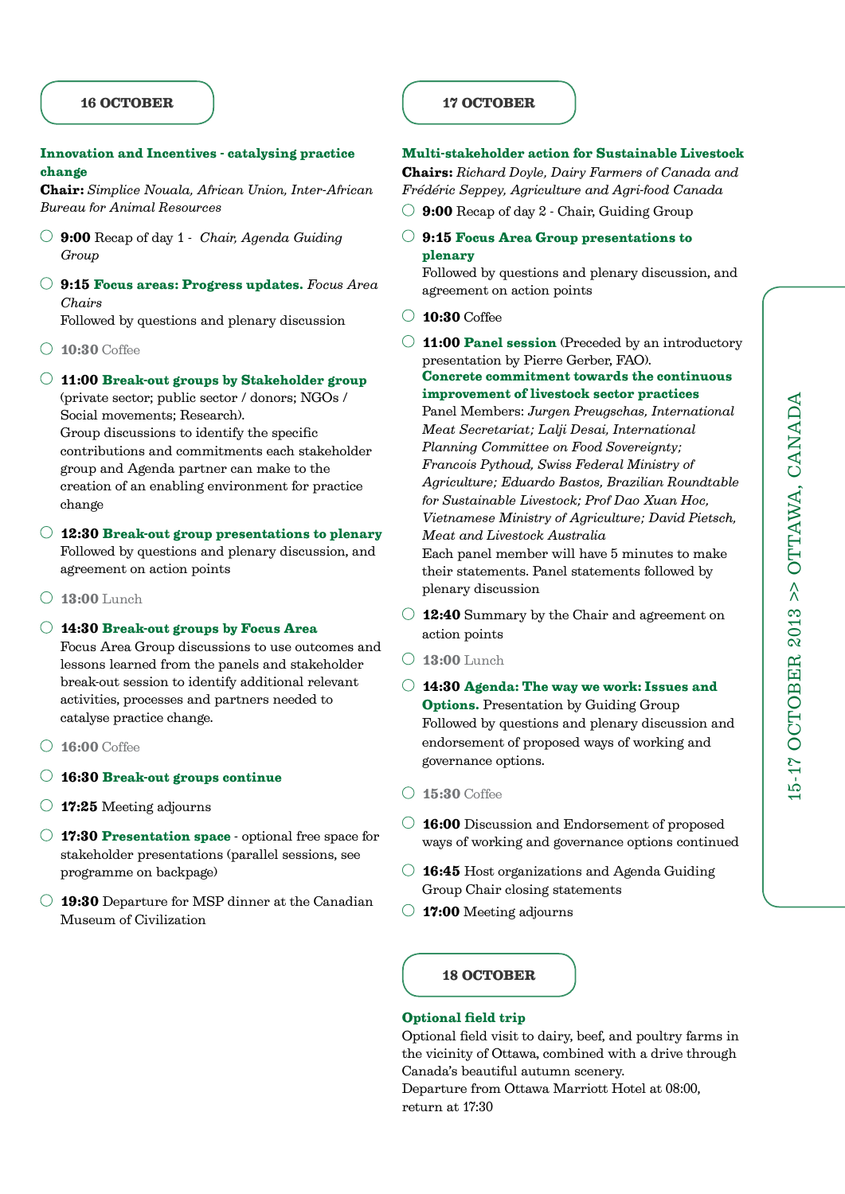## 16 OCTOBER

### Innovation and Incentives - catalysing practice change

**Chair:** *Simplice Nouala, African Union, Inter-African Bureau for Animal Resources*

- **9:00** Recap of day 1 - *Chair, Agenda Guiding Group*
- **9:15 Focus areas: Progress updates.** *Focus Area Chairs*
  Followed by questions and plenary discussion
- **10:30** Coffee
- **11:00 Break-out groups by Stakeholder group** (private sector; public sector / donors; NGOs / Social movements; Research).
  Group discussions to identify the specific contributions and commitments each stakeholder group and Agenda partner can make to the creation of an enabling environment for practice change
- **12:30 Break-out group presentations to plenary**
  Followed by questions and plenary discussion, and agreement on action points
- **13:00** Lunch
- **14:30 Break-out groups by Focus Area**
  Focus Area Group discussions to use outcomes and lessons learned from the panels and stakeholder break-out session to identify additional relevant activities, processes and partners needed to catalyse practice change.
- **16:00** Coffee
- **16:30 Break-out groups continue**
- **17:25** Meeting adjourns
- **17:30 Presentation space** - optional free space for stakeholder presentations (parallel sessions, see programme on backpage)
- **19:30** Departure for MSP dinner at the Canadian Museum of Civilization

## 17 OCTOBER

### Multi-stakeholder action for Sustainable Livestock

**Chairs:** *Richard Doyle, Dairy Farmers of Canada and Frédéric Seppey, Agriculture and Agri-food Canada*

- **9:00** Recap of day 2 - Chair, Guiding Group
- **9:15 Focus Area Group presentations to plenary**
  Followed by questions and plenary discussion, and agreement on action points
- **10:30** Coffee
- **11:00 Panel session** (Preceded by an introductory presentation by Pierre Gerber, FAO).
  **Concrete commitment towards the continuous improvement of livestock sector practices**
  Panel Members: *Jurgen Preugschas, International Meat Secretariat; Lalji Desai, International Planning Committee on Food Sovereignty; Francois Pythoud, Swiss Federal Ministry of Agriculture; Eduardo Bastos, Brazilian Roundtable for Sustainable Livestock; Prof Dao Xuan Hoc, Vietnamese Ministry of Agriculture; David Pietsch, Meat and Livestock Australia*
  Each panel member will have 5 minutes to make their statements. Panel statements followed by plenary discussion
- **12:40** Summary by the Chair and agreement on action points
- **13:00** Lunch
- **14:30 Agenda: The way we work: Issues and Options.** Presentation by Guiding Group
  Followed by questions and plenary discussion and endorsement of proposed ways of working and governance options.
- **15:30** Coffee
- **16:00** Discussion and Endorsement of proposed ways of working and governance options continued
- **16:45** Host organizations and Agenda Guiding Group Chair closing statements
- **17:00** Meeting adjourns

## 18 OCTOBER

### Optional field trip

Optional field visit to dairy, beef, and poultry farms in the vicinity of Ottawa, combined with a drive through Canada's beautiful autumn scenery.
Departure from Ottawa Marriott Hotel at 08:00, return at 17:30

15-17 OCTOBER 2013 >> OTTAWA, CANADA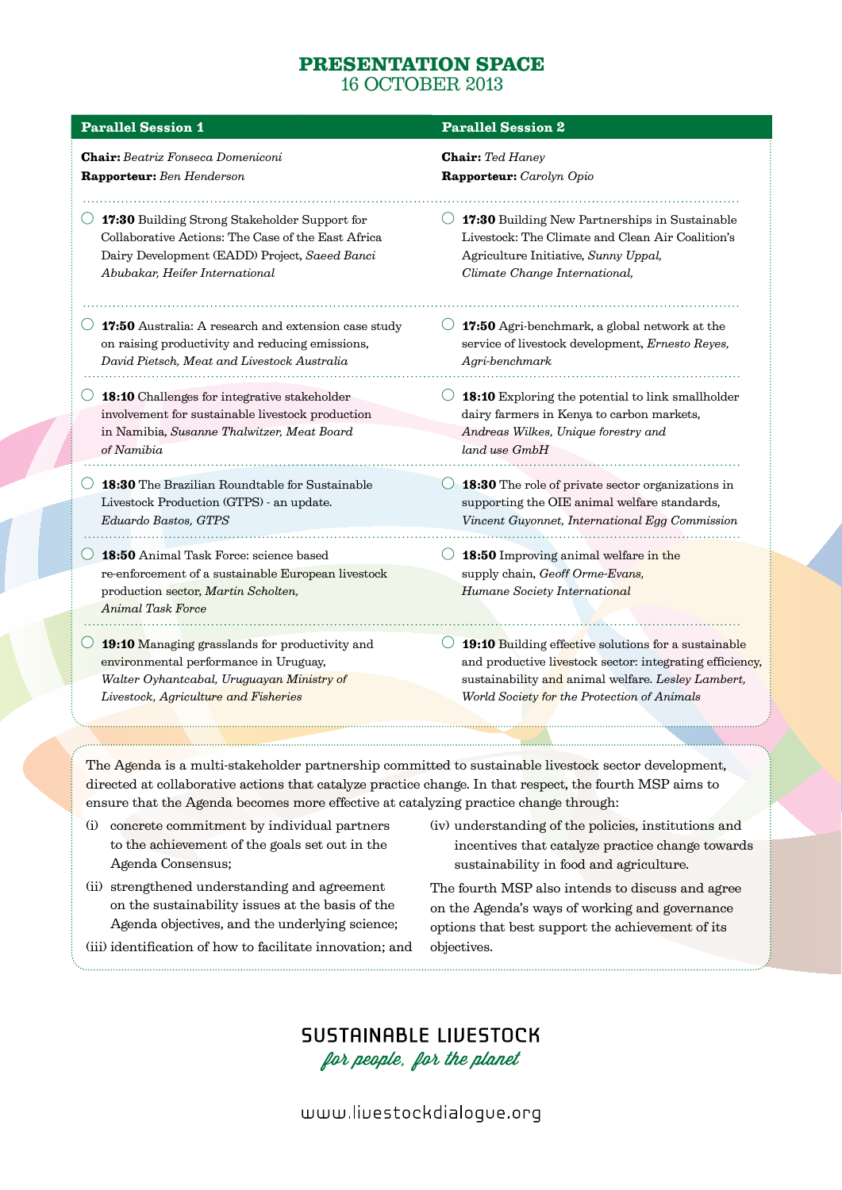# PRESENTATION SPACE
## 16 OCTOBER 2013

## Parallel Session 1

**Chair:** *Beatriz Fonseca Domeniconi*
**Rapporteur:** *Ben Henderson*

- **17:30** Building Strong Stakeholder Support for Collaborative Actions: The Case of the East Africa Dairy Development (EADD) Project, *Saeed Banci Abubakar, Heifer International*
- **17:50** Australia: A research and extension case study on raising productivity and reducing emissions, *David Pietsch, Meat and Livestock Australia*
- **18:10** Challenges for integrative stakeholder involvement for sustainable livestock production in Namibia, *Susanne Thalwitzer, Meat Board of Namibia*
- **18:30** The Brazilian Roundtable for Sustainable Livestock Production (GTPS) - an update. *Eduardo Bastos, GTPS*
- **18:50** Animal Task Force: science based re-enforcement of a sustainable European livestock production sector, *Martin Scholten, Animal Task Force*
- **19:10** Managing grasslands for productivity and environmental performance in Uruguay, *Walter Oyhantcabal, Uruguayan Ministry of Livestock, Agriculture and Fisheries*

## Parallel Session 2

**Chair:** *Ted Haney*
**Rapporteur:** *Carolyn Opio*

- **17:30** Building New Partnerships in Sustainable Livestock: The Climate and Clean Air Coalition's Agriculture Initiative, *Sunny Uppal, Climate Change International,*
- **17:50** Agri-benchmark, a global network at the service of livestock development, *Ernesto Reyes, Agri-benchmark*
- **18:10** Exploring the potential to link smallholder dairy farmers in Kenya to carbon markets, *Andreas Wilkes, Unique forestry and land use GmbH*
- **18:30** The role of private sector organizations in supporting the OIE animal welfare standards, *Vincent Guyonnet, International Egg Commission*
- **18:50** Improving animal welfare in the supply chain, *Geoff Orme-Evans, Humane Society International*
- **19:10** Building effective solutions for a sustainable and productive livestock sector: integrating efficiency, sustainability and animal welfare. *Lesley Lambert, World Society for the Protection of Animals*

The Agenda is a multi-stakeholder partnership committed to sustainable livestock sector development, directed at collaborative actions that catalyze practice change. In that respect, the fourth MSP aims to ensure that the Agenda becomes more effective at catalyzing practice change through:

(i) concrete commitment by individual partners to the achievement of the goals set out in the Agenda Consensus;

(ii) strengthened understanding and agreement on the sustainability issues at the basis of the Agenda objectives, and the underlying science;

(iii) identification of how to facilitate innovation; and

(iv) understanding of the policies, institutions and incentives that catalyze practice change towards sustainability in food and agriculture.

The fourth MSP also intends to discuss and agree on the Agenda's ways of working and governance options that best support the achievement of its objectives.

SUSTAINABLE LIVESTOCK
*for people, for the planet*

www.livestockdialogue.org